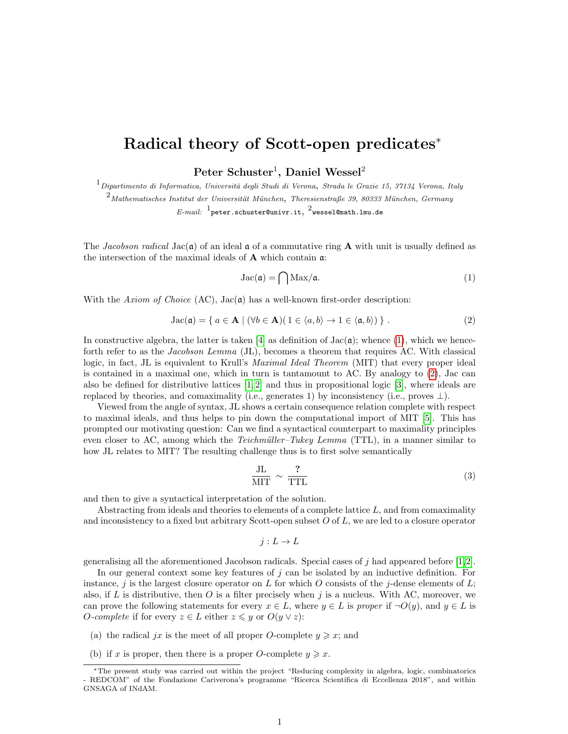# Radical theory of Scott-open predicates*

**Peter Schuster[1], Daniel Wessel[2]**

[1] *Dipartimento di Informatica, Università degli Studi di Verona, Strada le Grazie 15, 37134 Verona, Italy*

[2] *Mathematisches Institut der Universität München, Theresienstraße 39, 80333 München, Germany*

*E-mail:* [1]`peter.schuster@univr.it`, [2]`wessel@math.lmu.de`

The *Jacobson radical* $\mathrm{Jac}(\mathfrak{a})$ of an ideal $\mathfrak{a}$ of a commutative ring $\mathbf{A}$ with unit is usually defined as the intersection of the maximal ideals of $\mathbf{A}$ which contain $\mathfrak{a}$:

$$\mathrm{Jac}(\mathfrak{a}) = \bigcap \mathrm{Max}/\mathfrak{a}. \tag{1}$$

With the *Axiom of Choice* (AC), $\mathrm{Jac}(\mathfrak{a})$ has a well-known first-order description:

$$\mathrm{Jac}(\mathfrak{a}) = \{\, a \in \mathbf{A} \mid (\forall b \in \mathbf{A})(\, 1 \in \langle a, b \rangle \rightarrow 1 \in \langle \mathfrak{a}, b \rangle) \,\} . \tag{2}$$

In constructive algebra, the latter is taken [4] as definition of $\mathrm{Jac}(\mathfrak{a})$; whence (1), which we henceforth refer to as the *Jacobson Lemma* (JL), becomes a theorem that requires AC. With classical logic, in fact, JL is equivalent to Krull's *Maximal Ideal Theorem* (MIT) that every proper ideal is contained in a maximal one, which in turn is tantamount to AC. By analogy to (2), Jac can also be defined for distributive lattices [1,2] and thus in propositional logic [3], where ideals are replaced by theories, and comaximality (i.e., generates 1) by inconsistency (i.e., proves $\bot$).

Viewed from the angle of syntax, JL shows a certain consequence relation complete with respect to maximal ideals, and thus helps to pin down the computational import of MIT [5]. This has prompted our motivating question: Can we find a syntactical counterpart to maximality principles even closer to AC, among which the *Teichmüller–Tukey Lemma* (TTL), in a manner similar to how JL relates to MIT? The resulting challenge thus is to first solve semantically

$$\frac{\mathrm{JL}}{\mathrm{MIT}} \sim \frac{\mathbf{?}}{\mathrm{TTL}} \tag{3}$$

and then to give a syntactical interpretation of the solution.

Abstracting from ideals and theories to elements of a complete lattice $L$, and from comaximality and inconsistency to a fixed but arbitrary Scott-open subset $O$ of $L$, we are led to a closure operator

$$j : L \to L$$

generalising all the aforementioned Jacobson radicals. Special cases of $j$ had appeared before [1,2].

In our general context some key features of $j$ can be isolated by an inductive definition. For instance, $j$ is the largest closure operator on $L$ for which $O$ consists of the $j$-dense elements of $L$; also, if $L$ is distributive, then $O$ is a filter precisely when $j$ is a nucleus. With AC, moreover, we can prove the following statements for every $x \in L$, where $y \in L$ is *proper* if $\neg O(y)$, and $y \in L$ is *$O$-complete* if for every $z \in L$ either $z \leqslant y$ or $O(y \vee z)$:

(a) the radical $jx$ is the meet of all proper $O$-complete $y \geqslant x$; and

(b) if $x$ is proper, then there is a proper $O$-complete $y \geqslant x$.

*The present study was carried out within the project "Reducing complexity in algebra, logic, combinatorics - REDCOM" of the Fondazione Cariverona's programme "Ricerca Scientifica di Eccellenza 2018", and within GNSAGA of INdAM.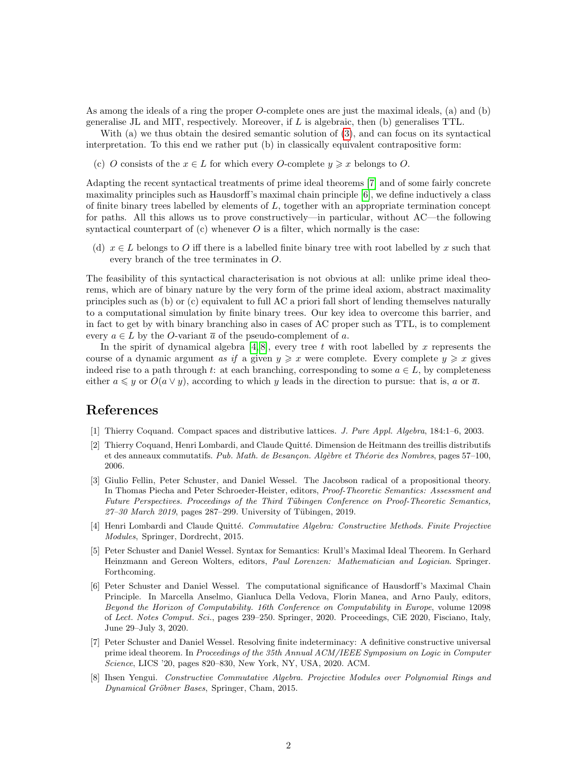As among the ideals of a ring the proper $O$-complete ones are just the maximal ideals, (a) and (b) generalise JL and MIT, respectively. Moreover, if $L$ is algebraic, then (b) generalises TTL.

With (a) we thus obtain the desired semantic solution of (3), and can focus on its syntactical interpretation. To this end we rather put (b) in classically equivalent contrapositive form:

(c) $O$ consists of the $x \in L$ for which every $O$-complete $y \geqslant x$ belongs to $O$.

Adapting the recent syntactical treatments of prime ideal theorems [7] and of some fairly concrete maximality principles such as Hausdorff's maximal chain principle [6], we define inductively a class of finite binary trees labelled by elements of $L$, together with an appropriate termination concept for paths. All this allows us to prove constructively—in particular, without AC—the following syntactical counterpart of (c) whenever $O$ is a filter, which normally is the case:

(d) $x \in L$ belongs to $O$ iff there is a labelled finite binary tree with root labelled by $x$ such that every branch of the tree terminates in $O$.

The feasibility of this syntactical characterisation is not obvious at all: unlike prime ideal theorems, which are of binary nature by the very form of the prime ideal axiom, abstract maximality principles such as (b) or (c) equivalent to full AC a priori fall short of lending themselves naturally to a computational simulation by finite binary trees. Our key idea to overcome this barrier, and in fact to get by with binary branching also in cases of AC proper such as TTL, is to complement every $a \in L$ by the $O$-variant $\overline{a}$ of the pseudo-complement of $a$.

In the spirit of dynamical algebra [4, 8], every tree $t$ with root labelled by $x$ represents the course of a dynamic argument *as if* a given $y \geqslant x$ were complete. Every complete $y \geqslant x$ gives indeed rise to a path through $t$: at each branching, corresponding to some $a \in L$, by completeness either $a \leqslant y$ or $O(a \vee y)$, according to which $y$ leads in the direction to pursue: that is, $a$ or $\overline{a}$.

## References

[1] Thierry Coquand. Compact spaces and distributive lattices. *J. Pure Appl. Algebra*, 184:1–6, 2003.

[2] Thierry Coquand, Henri Lombardi, and Claude Quitté. Dimension de Heitmann des treillis distributifs et des anneaux commutatifs. *Pub. Math. de Besançon. Algèbre et Théorie des Nombres*, pages 57–100, 2006.

[3] Giulio Fellin, Peter Schuster, and Daniel Wessel. The Jacobson radical of a propositional theory. In Thomas Piecha and Peter Schroeder-Heister, editors, *Proof-Theoretic Semantics: Assessment and Future Perspectives. Proceedings of the Third Tübingen Conference on Proof-Theoretic Semantics, 27–30 March 2019*, pages 287–299. University of Tübingen, 2019.

[4] Henri Lombardi and Claude Quitté. *Commutative Algebra: Constructive Methods. Finite Projective Modules*, Springer, Dordrecht, 2015.

[5] Peter Schuster and Daniel Wessel. Syntax for Semantics: Krull's Maximal Ideal Theorem. In Gerhard Heinzmann and Gereon Wolters, editors, *Paul Lorenzen: Mathematician and Logician*. Springer. Forthcoming.

[6] Peter Schuster and Daniel Wessel. The computational significance of Hausdorff's Maximal Chain Principle. In Marcella Anselmo, Gianluca Della Vedova, Florin Manea, and Arno Pauly, editors, *Beyond the Horizon of Computability. 16th Conference on Computability in Europe*, volume 12098 of *Lect. Notes Comput. Sci.*, pages 239–250. Springer, 2020. Proceedings, CiE 2020, Fisciano, Italy, June 29–July 3, 2020.

[7] Peter Schuster and Daniel Wessel. Resolving finite indeterminacy: A definitive constructive universal prime ideal theorem. In *Proceedings of the 35th Annual ACM/IEEE Symposium on Logic in Computer Science*, LICS '20, pages 820–830, New York, NY, USA, 2020. ACM.

[8] Ihsen Yengui. *Constructive Commutative Algebra. Projective Modules over Polynomial Rings and Dynamical Gröbner Bases*, Springer, Cham, 2015.